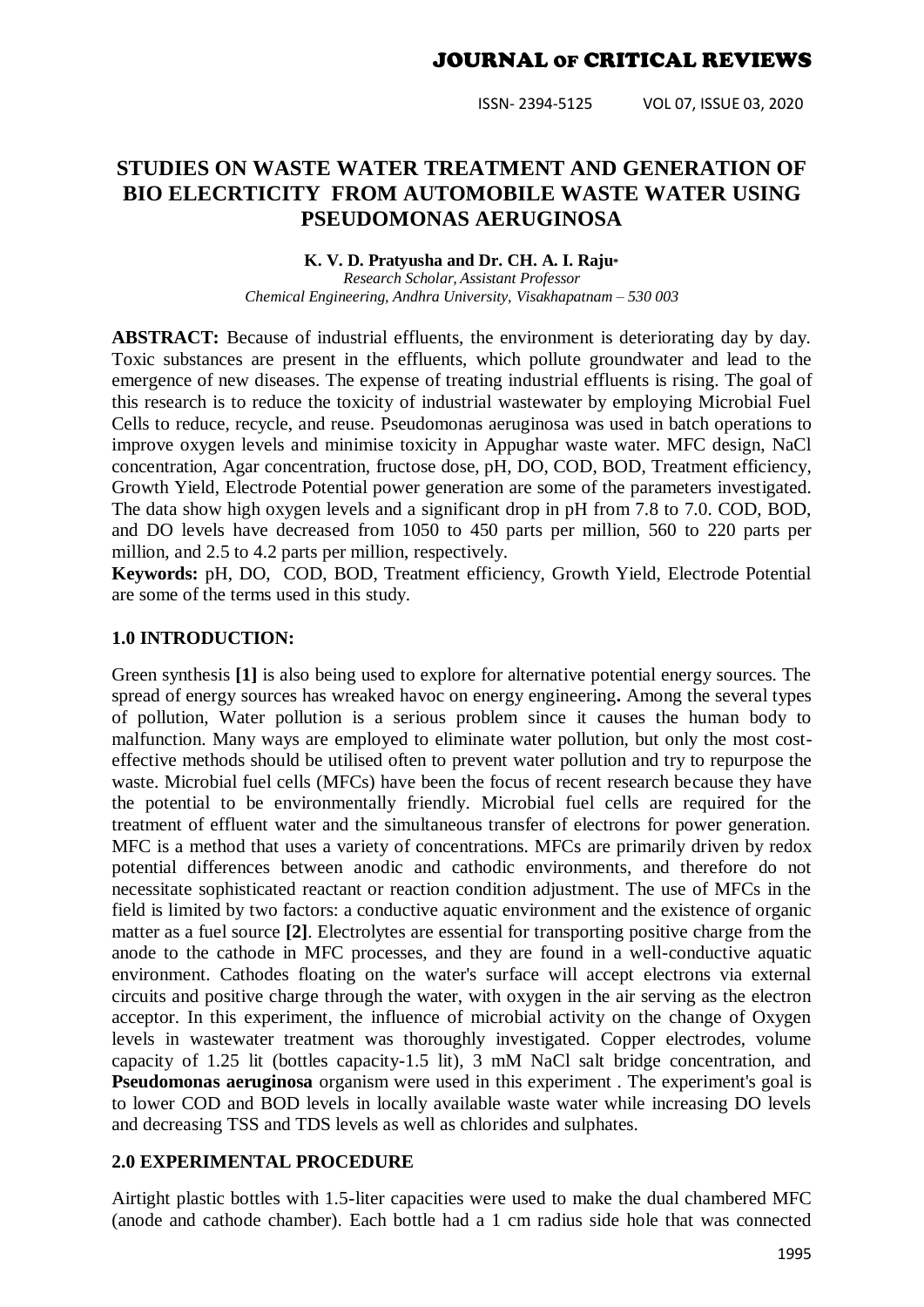# STUDIES ON WASTE WATER TREATMENT AND GENERATION OF BIO ELECRTICITY FROM AUTOMOBILE WASTE WATER USING PSEUDOMONAS AERUGINOSA

**K. V. D. Pratyusha and Dr. CH. A. I. Raju***

*Research Scholar, Assistant Professor*

*Chemical Engineering, Andhra University, Visakhapatnam – 530 003*

**ABSTRACT:** Because of industrial effluents, the environment is deteriorating day by day. Toxic substances are present in the effluents, which pollute groundwater and lead to the emergence of new diseases. The expense of treating industrial effluents is rising. The goal of this research is to reduce the toxicity of industrial wastewater by employing Microbial Fuel Cells to reduce, recycle, and reuse. Pseudomonas aeruginosa was used in batch operations to improve oxygen levels and minimise toxicity in Appughar waste water. MFC design, NaCl concentration, Agar concentration, fructose dose, pH, DO, COD, BOD, Treatment efficiency, Growth Yield, Electrode Potential power generation are some of the parameters investigated. The data show high oxygen levels and a significant drop in pH from 7.8 to 7.0. COD, BOD, and DO levels have decreased from 1050 to 450 parts per million, 560 to 220 parts per million, and 2.5 to 4.2 parts per million, respectively.

**Keywords:** pH, DO, COD, BOD, Treatment efficiency, Growth Yield, Electrode Potential are some of the terms used in this study.

## 1.0 INTRODUCTION:

Green synthesis **[1]** is also being used to explore for alternative potential energy sources. The spread of energy sources has wreaked havoc on energy engineering**.** Among the several types of pollution, Water pollution is a serious problem since it causes the human body to malfunction. Many ways are employed to eliminate water pollution, but only the most cost-effective methods should be utilised often to prevent water pollution and try to repurpose the waste. Microbial fuel cells (MFCs) have been the focus of recent research because they have the potential to be environmentally friendly. Microbial fuel cells are required for the treatment of effluent water and the simultaneous transfer of electrons for power generation. MFC is a method that uses a variety of concentrations. MFCs are primarily driven by redox potential differences between anodic and cathodic environments, and therefore do not necessitate sophisticated reactant or reaction condition adjustment. The use of MFCs in the field is limited by two factors: a conductive aquatic environment and the existence of organic matter as a fuel source **[2]**. Electrolytes are essential for transporting positive charge from the anode to the cathode in MFC processes, and they are found in a well-conductive aquatic environment. Cathodes floating on the water's surface will accept electrons via external circuits and positive charge through the water, with oxygen in the air serving as the electron acceptor. In this experiment, the influence of microbial activity on the change of Oxygen levels in wastewater treatment was thoroughly investigated. Copper electrodes, volume capacity of 1.25 lit (bottles capacity-1.5 lit), 3 mM NaCl salt bridge concentration, and **Pseudomonas aeruginosa** organism were used in this experiment . The experiment's goal is to lower COD and BOD levels in locally available waste water while increasing DO levels and decreasing TSS and TDS levels as well as chlorides and sulphates.

## 2.0 EXPERIMENTAL PROCEDURE

Airtight plastic bottles with 1.5-liter capacities were used to make the dual chambered MFC (anode and cathode chamber). Each bottle had a 1 cm radius side hole that was connected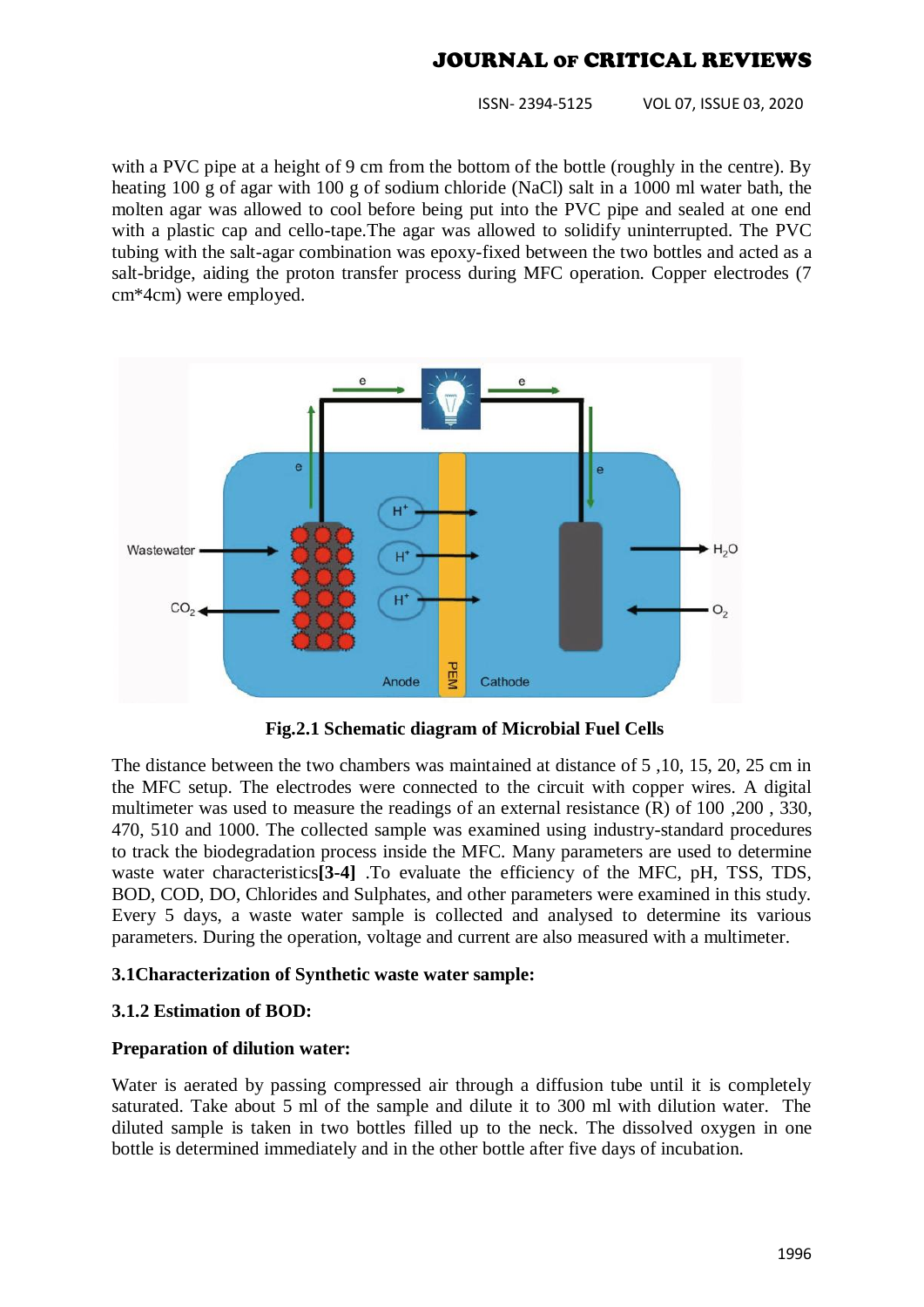with a PVC pipe at a height of 9 cm from the bottom of the bottle (roughly in the centre). By heating 100 g of agar with 100 g of sodium chloride (NaCl) salt in a 1000 ml water bath, the molten agar was allowed to cool before being put into the PVC pipe and sealed at one end with a plastic cap and cello-tape.The agar was allowed to solidify uninterrupted. The PVC tubing with the salt-agar combination was epoxy-fixed between the two bottles and acted as a salt-bridge, aiding the proton transfer process during MFC operation. Copper electrodes (7 cm*4cm) were employed.

**Fig.2.1 Schematic diagram of Microbial Fuel Cells**

The distance between the two chambers was maintained at distance of 5 ,10, 15, 20, 25 cm in the MFC setup. The electrodes were connected to the circuit with copper wires. A digital multimeter was used to measure the readings of an external resistance (R) of 100 ,200 , 330, 470, 510 and 1000. The collected sample was examined using industry-standard procedures to track the biodegradation process inside the MFC. Many parameters are used to determine waste water characteristics**[3-4]** .To evaluate the efficiency of the MFC, pH, TSS, TDS, BOD, COD, DO, Chlorides and Sulphates, and other parameters were examined in this study. Every 5 days, a waste water sample is collected and analysed to determine its various parameters. During the operation, voltage and current are also measured with a multimeter.

### 3.1Characterization of Synthetic waste water sample:

#### 3.1.2 Estimation of BOD:

**Preparation of dilution water:**

Water is aerated by passing compressed air through a diffusion tube until it is completely saturated. Take about 5 ml of the sample and dilute it to 300 ml with dilution water. The diluted sample is taken in two bottles filled up to the neck. The dissolved oxygen in one bottle is determined immediately and in the other bottle after five days of incubation.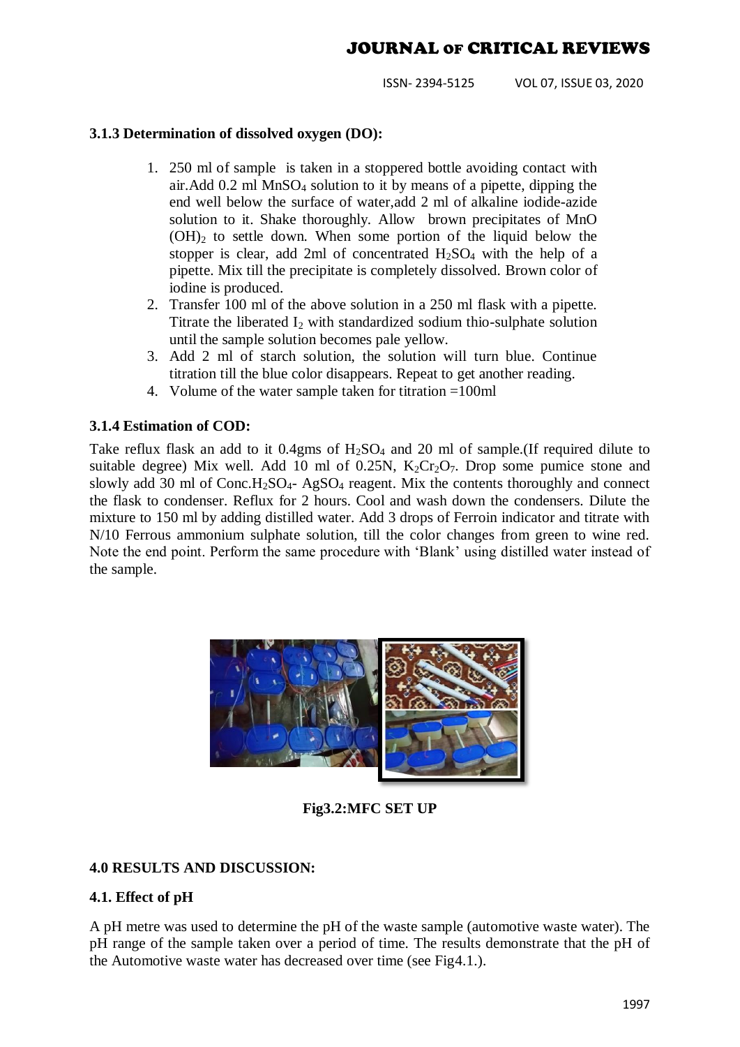### 3.1.3 Determination of dissolved oxygen (DO):

1. 250 ml of sample is taken in a stoppered bottle avoiding contact with air.Add 0.2 ml $MnSO_4$ solution to it by means of a pipette, dipping the end well below the surface of water,add 2 ml of alkaline iodide-azide solution to it. Shake thoroughly. Allow brown precipitates of $MnO(OH)_2$ to settle down. When some portion of the liquid below the stopper is clear, add 2ml of concentrated $H_2SO_4$ with the help of a pipette. Mix till the precipitate is completely dissolved. Brown color of iodine is produced.
2. Transfer 100 ml of the above solution in a 250 ml flask with a pipette. Titrate the liberated $I_2$ with standardized sodium thio-sulphate solution until the sample solution becomes pale yellow.
3. Add 2 ml of starch solution, the solution will turn blue. Continue titration till the blue color disappears. Repeat to get another reading.
4. Volume of the water sample taken for titration =100ml

### 3.1.4 Estimation of COD:

Take reflux flask an add to it 0.4gms of $H_2SO_4$ and 20 ml of sample.(If required dilute to suitable degree) Mix well. Add 10 ml of 0.25N, $K_2Cr_2O_7$. Drop some pumice stone and slowly add 30 ml of Conc.$H_2SO_4$- $AgSO_4$ reagent. Mix the contents thoroughly and connect the flask to condenser. Reflux for 2 hours. Cool and wash down the condensers. Dilute the mixture to 150 ml by adding distilled water. Add 3 drops of Ferroin indicator and titrate with N/10 Ferrous ammonium sulphate solution, till the color changes from green to wine red. Note the end point. Perform the same procedure with 'Blank' using distilled water instead of the sample.

**Fig3.2:MFC SET UP**

## 4.0 RESULTS AND DISCUSSION:

### 4.1. Effect of pH

A pH metre was used to determine the pH of the waste sample (automotive waste water). The pH range of the sample taken over a period of time. The results demonstrate that the pH of the Automotive waste water has decreased over time (see Fig4.1.).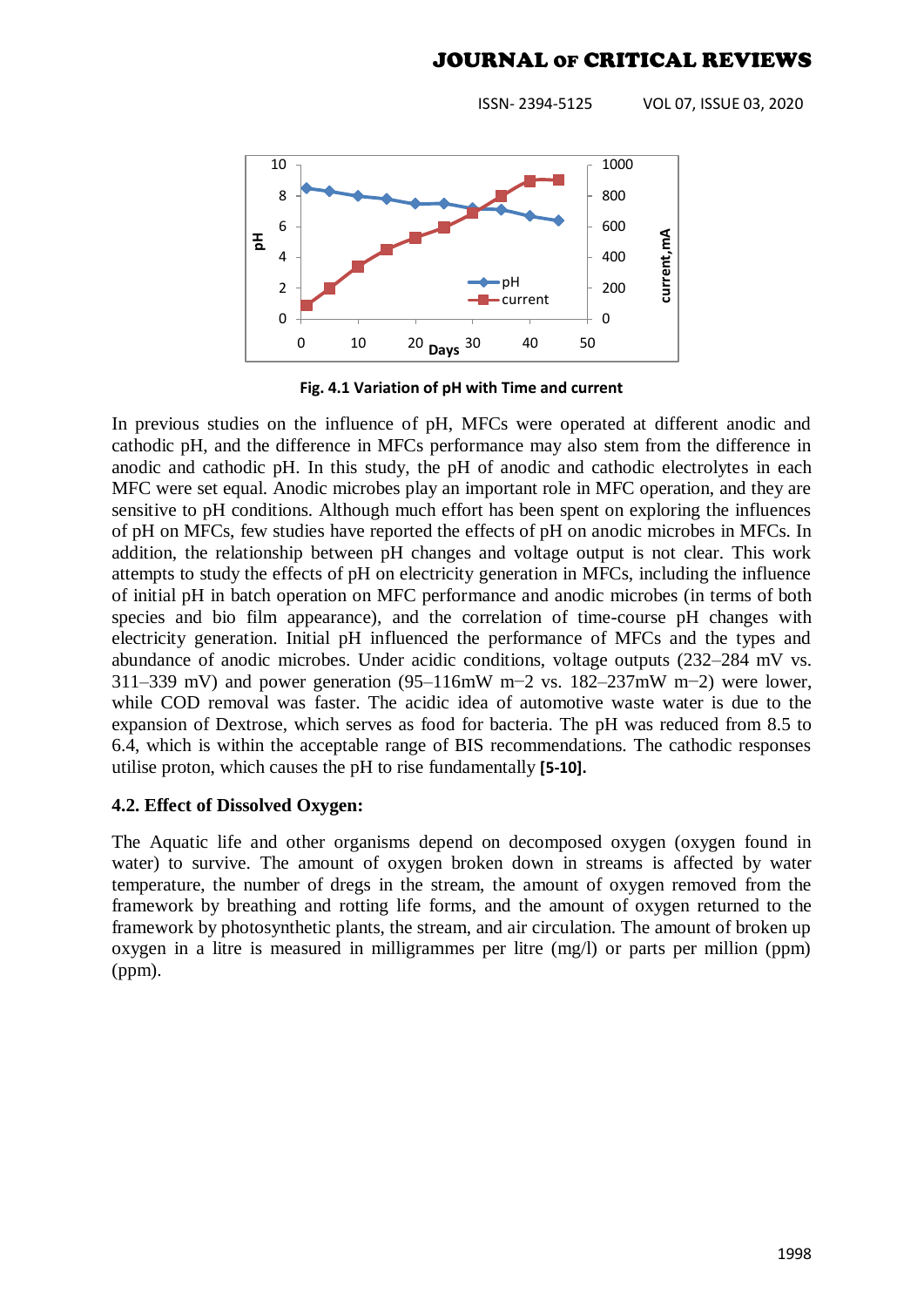Fig. 4.1 Variation of pH with Time and current

In previous studies on the influence of pH, MFCs were operated at different anodic and cathodic pH, and the difference in MFCs performance may also stem from the difference in anodic and cathodic pH. In this study, the pH of anodic and cathodic electrolytes in each MFC were set equal. Anodic microbes play an important role in MFC operation, and they are sensitive to pH conditions. Although much effort has been spent on exploring the influences of pH on MFCs, few studies have reported the effects of pH on anodic microbes in MFCs. In addition, the relationship between pH changes and voltage output is not clear. This work attempts to study the effects of pH on electricity generation in MFCs, including the influence of initial pH in batch operation on MFC performance and anodic microbes (in terms of both species and bio film appearance), and the correlation of time-course pH changes with electricity generation. Initial pH influenced the performance of MFCs and the types and abundance of anodic microbes. Under acidic conditions, voltage outputs (232–284 mV vs. 311–339 mV) and power generation (95–116mW $m^{-2}$ vs. 182–237mW $m^{-2}$) were lower, while COD removal was faster. The acidic idea of automotive waste water is due to the expansion of Dextrose, which serves as food for bacteria. The pH was reduced from 8.5 to 6.4, which is within the acceptable range of BIS recommendations. The cathodic responses utilise proton, which causes the pH to rise fundamentally **[5-10].**

### 4.2. Effect of Dissolved Oxygen:

The Aquatic life and other organisms depend on decomposed oxygen (oxygen found in water) to survive. The amount of oxygen broken down in streams is affected by water temperature, the number of dregs in the stream, the amount of oxygen removed from the framework by breathing and rotting life forms, and the amount of oxygen returned to the framework by photosynthetic plants, the stream, and air circulation. The amount of broken up oxygen in a litre is measured in milligrammes per litre (mg/l) or parts per million (ppm) (ppm).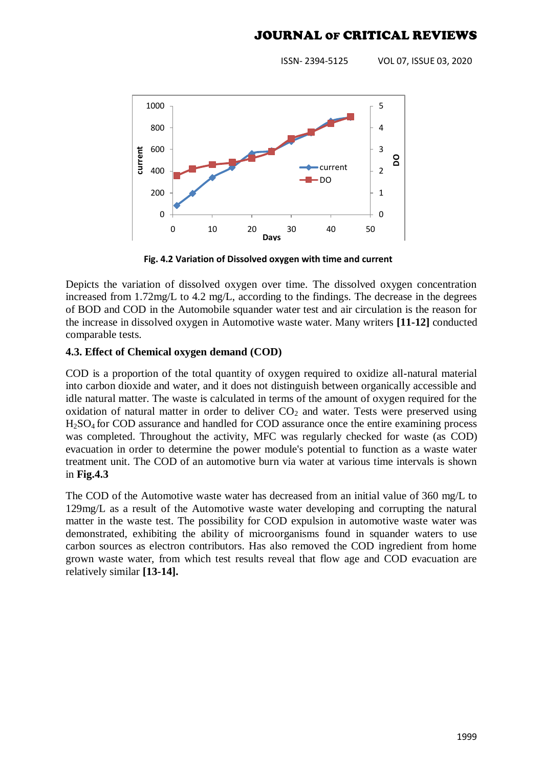Fig. 4.2 Variation of Dissolved oxygen with time and current

Depicts the variation of dissolved oxygen over time. The dissolved oxygen concentration increased from 1.72mg/L to 4.2 mg/L, according to the findings. The decrease in the degrees of BOD and COD in the Automobile squander water test and air circulation is the reason for the increase in dissolved oxygen in Automotive waste water. Many writers **[11-12]** conducted comparable tests.

### 4.3. Effect of Chemical oxygen demand (COD)

COD is a proportion of the total quantity of oxygen required to oxidize all-natural material into carbon dioxide and water, and it does not distinguish between organically accessible and idle natural matter. The waste is calculated in terms of the amount of oxygen required for the oxidation of natural matter in order to deliver $CO_2$ and water. Tests were preserved using $H_2SO_4$ for COD assurance and handled for COD assurance once the entire examining process was completed. Throughout the activity, MFC was regularly checked for waste (as COD) evacuation in order to determine the power module's potential to function as a waste water treatment unit. The COD of an automotive burn via water at various time intervals is shown in **Fig.4.3**

The COD of the Automotive waste water has decreased from an initial value of 360 mg/L to 129mg/L as a result of the Automotive waste water developing and corrupting the natural matter in the waste test. The possibility for COD expulsion in automotive waste water was demonstrated, exhibiting the ability of microorganisms found in squander waters to use carbon sources as electron contributors. Has also removed the COD ingredient from home grown waste water, from which test results reveal that flow age and COD evacuation are relatively similar **[13-14].**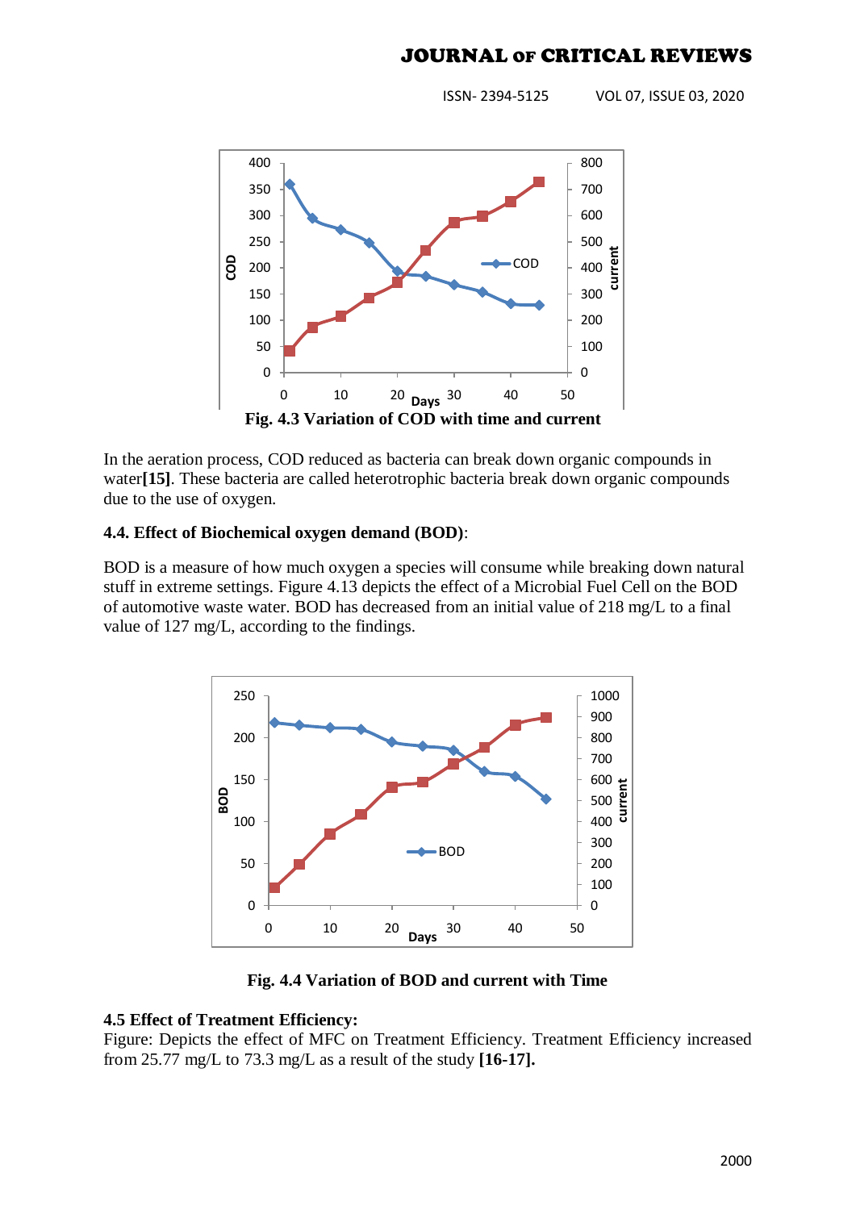Fig. 4.3 Variation of COD with time and current

In the aeration process, COD reduced as bacteria can break down organic compounds in water**[15]**. These bacteria are called heterotrophic bacteria break down organic compounds due to the use of oxygen.

### 4.4. Effect of Biochemical oxygen demand (BOD):

BOD is a measure of how much oxygen a species will consume while breaking down natural stuff in extreme settings. Figure 4.13 depicts the effect of a Microbial Fuel Cell on the BOD of automotive waste water. BOD has decreased from an initial value of 218 mg/L to a final value of 127 mg/L, according to the findings.

Fig. 4.4 Variation of BOD and current with Time

### 4.5 Effect of Treatment Efficiency:

Figure: Depicts the effect of MFC on Treatment Efficiency. Treatment Efficiency increased from 25.77 mg/L to 73.3 mg/L as a result of the study **[16-17].**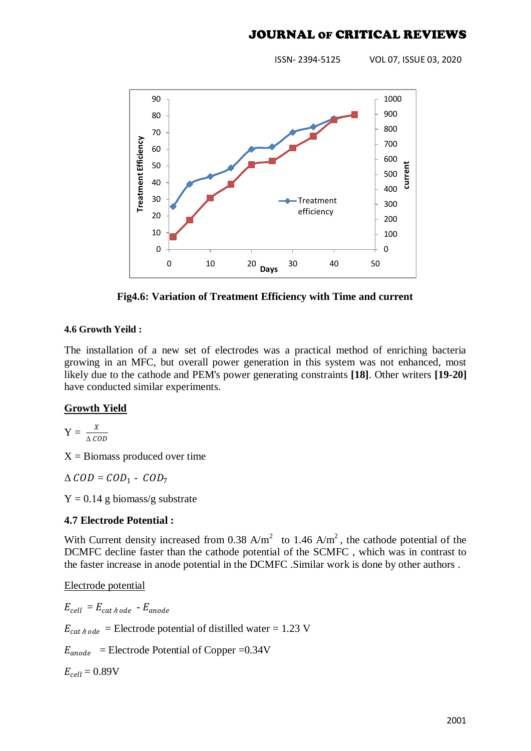Fig4.6: Variation of Treatment Efficiency with Time and current

**4.6 Growth Yeild :**

The installation of a new set of electrodes was a practical method of enriching bacteria growing in an MFC, but overall power generation in this system was not enhanced, most likely due to the cathode and PEM's power generating constraints **[18]**. Other writers **[19-20]** have conducted similar experiments.

**Growth Yield**

$$Y = \frac{X}{\Delta\, COD}$$

X = Biomass produced over time

$\Delta\, COD = COD_1 - COD_7$

Y = 0.14 g biomass/g substrate

**4.7 Electrode Potential :**

With Current density increased from 0.38 A/$m^2$ to 1.46 A/$m^2$, the cathode potential of the DCMFC decline faster than the cathode potential of the SCMFC , which was in contrast to the faster increase in anode potential in the DCMFC .Similar work is done by other authors .

Electrode potential

$E_{cell} = E_{cathode} - E_{anode}$

$E_{cathode}$ = Electrode potential of distilled water = 1.23 V

$E_{anode}$ = Electrode Potential of Copper =0.34V

$E_{cell}$ = 0.89V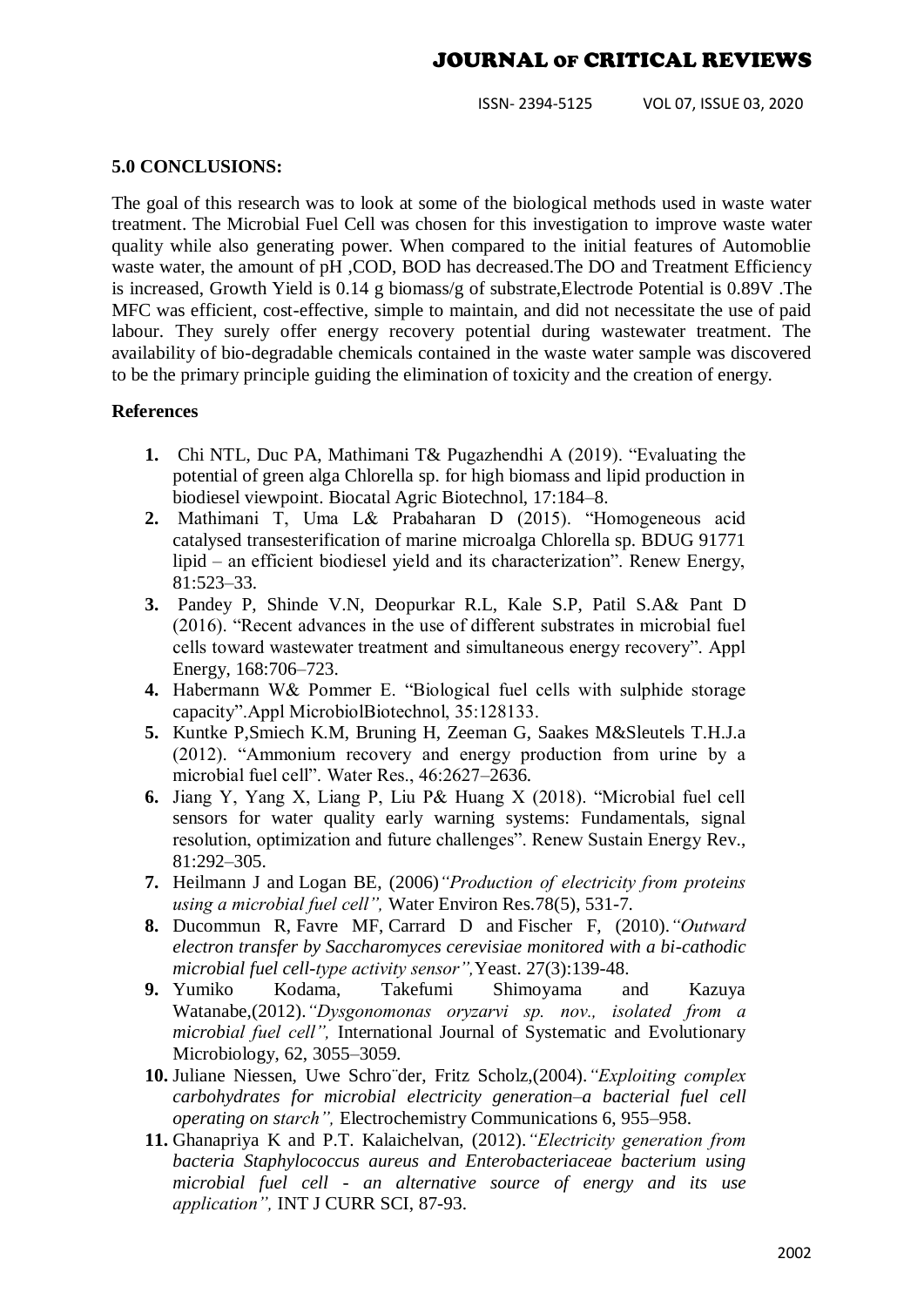**5.0 CONCLUSIONS:**

The goal of this research was to look at some of the biological methods used in waste water treatment. The Microbial Fuel Cell was chosen for this investigation to improve waste water quality while also generating power. When compared to the initial features of Automoblie waste water, the amount of pH ,COD, BOD has decreased.The DO and Treatment Efficiency is increased, Growth Yield is 0.14 g biomass/g of substrate,Electrode Potential is 0.89V .The MFC was efficient, cost-effective, simple to maintain, and did not necessitate the use of paid labour. They surely offer energy recovery potential during wastewater treatment. The availability of bio-degradable chemicals contained in the waste water sample was discovered to be the primary principle guiding the elimination of toxicity and the creation of energy.

**References**

1. Chi NTL, Duc PA, Mathimani T& Pugazhendhi A (2019). "Evaluating the potential of green alga Chlorella sp. for high biomass and lipid production in biodiesel viewpoint. Biocatal Agric Biotechnol, 17:184–8.
2. Mathimani T, Uma L& Prabaharan D (2015). "Homogeneous acid catalysed transesterification of marine microalga Chlorella sp. BDUG 91771 lipid – an efficient biodiesel yield and its characterization". Renew Energy, 81:523–33.
3. Pandey P, Shinde V.N, Deopurkar R.L, Kale S.P, Patil S.A& Pant D (2016). "Recent advances in the use of different substrates in microbial fuel cells toward wastewater treatment and simultaneous energy recovery". Appl Energy, 168:706–723.
4. Habermann W& Pommer E. "Biological fuel cells with sulphide storage capacity".Appl MicrobiolBiotechnol, 35:128133.
5. Kuntke P,Smiech K.M, Bruning H, Zeeman G, Saakes M&Sleutels T.H.J.a (2012). "Ammonium recovery and energy production from urine by a microbial fuel cell". Water Res., 46:2627–2636.
6. Jiang Y, Yang X, Liang P, Liu P& Huang X (2018). "Microbial fuel cell sensors for water quality early warning systems: Fundamentals, signal resolution, optimization and future challenges". Renew Sustain Energy Rev., 81:292–305.
7. Heilmann J and Logan BE, (2006)*"Production of electricity from proteins using a microbial fuel cell",* Water Environ Res.78(5), 531-7.
8. Ducommun R, Favre MF, Carrard D and Fischer F, (2010).*"Outward electron transfer by Saccharomyces cerevisiae monitored with a bi-cathodic microbial fuel cell-type activity sensor",*Yeast. 27(3):139-48.
9. Yumiko Kodama, Takefumi Shimoyama and Kazuya Watanabe,(2012).*"Dysgonomonas oryzarvi sp. nov., isolated from a microbial fuel cell",* International Journal of Systematic and Evolutionary Microbiology, 62, 3055–3059.
10. Juliane Niessen, Uwe Schro¨der, Fritz Scholz,(2004).*"Exploiting complex carbohydrates for microbial electricity generation–a bacterial fuel cell operating on starch",* Electrochemistry Communications 6, 955–958.
11. Ghanapriya K and P.T. Kalaichelvan, (2012).*"Electricity generation from bacteria Staphylococcus aureus and Enterobacteriaceae bacterium using microbial fuel cell - an alternative source of energy and its use application",* INT J CURR SCI, 87-93.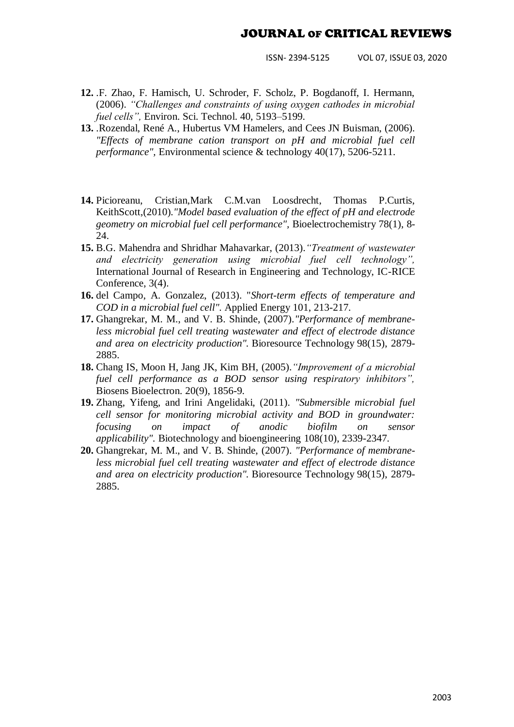12. .F. Zhao, F. Hamisch, U. Schroder, F. Scholz, P. Bogdanoff, I. Hermann, (2006). *"Challenges and constraints of using oxygen cathodes in microbial fuel cells",* Environ. Sci. Technol. 40, 5193–5199.
13. .Rozendal, René A., Hubertus VM Hamelers, and Cees JN Buisman, (2006). *"Effects of membrane cation transport on pH and microbial fuel cell performance",* Environmental science & technology 40(17), 5206-5211.
14. Picioreanu, Cristian,Mark C.M.van Loosdrecht, Thomas P.Curtis, KeithScott,(2010).*"Model based evaluation of the effect of pH and electrode geometry on microbial fuel cell performance"*, Bioelectrochemistry 78(1), 8-24.
15. B.G. Mahendra and Shridhar Mahavarkar, (2013).*"Treatment of wastewater and electricity generation using microbial fuel cell technology",* International Journal of Research in Engineering and Technology, IC-RICE Conference, 3(4).
16. del Campo, A. Gonzalez, (2013). "*Short-term effects of temperature and COD in a microbial fuel cell".* Applied Energy 101, 213-217.
17. Ghangrekar, M. M., and V. B. Shinde, (2007).*"Performance of membrane-less microbial fuel cell treating wastewater and effect of electrode distance and area on electricity production".* Bioresource Technology 98(15), 2879-2885.
18. Chang IS, Moon H, Jang JK, Kim BH, (2005).*"Improvement of a microbial fuel cell performance as a BOD sensor using respiratory inhibitors",* Biosens Bioelectron. 20(9), 1856-9.
19. Zhang, Yifeng, and Irini Angelidaki, (2011). *"Submersible microbial fuel cell sensor for monitoring microbial activity and BOD in groundwater: focusing on impact of anodic biofilm on sensor applicability".* Biotechnology and bioengineering 108(10), 2339-2347.
20. Ghangrekar, M. M., and V. B. Shinde, (2007). *"Performance of membrane-less microbial fuel cell treating wastewater and effect of electrode distance and area on electricity production".* Bioresource Technology 98(15), 2879-2885.